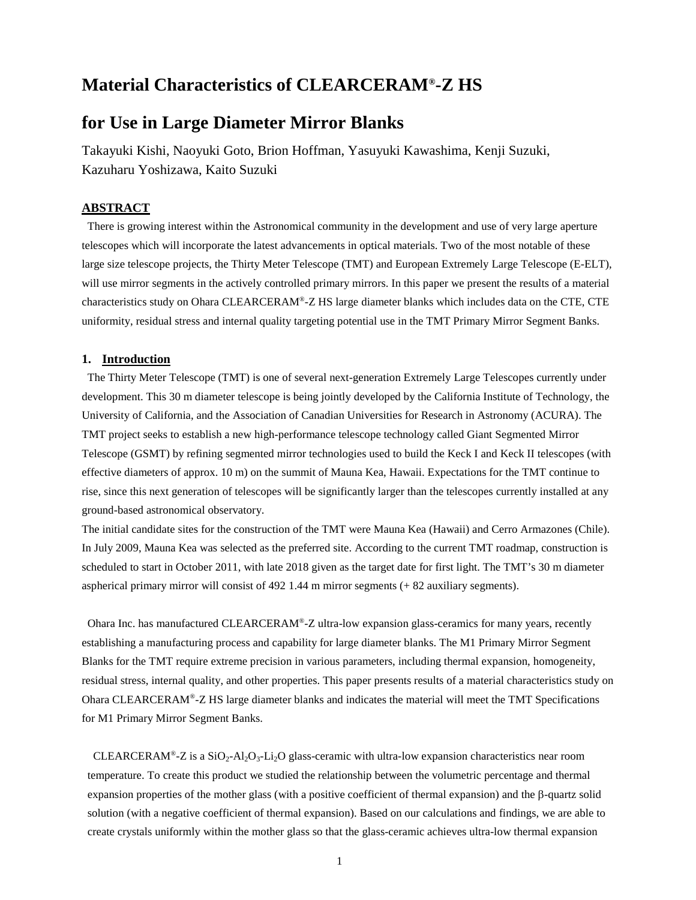# Material Characteristics of CLEARCERAM®-Z HS

# for Use in Large Diameter Mirror Blanks

Takayuki Kishi, Naoyuki Goto, Brion Hoffman, Yasuyuki Kawashima, Kenji Suzuki, Kazuharu Yoshizawa, Kaito Suzuki

## ABSTRACT

There is growing interest within the Astronomical community in the development and use of very large aperture telescopes which will incorporate the latest advancements in optical materials. Two of the most notable of these large size telescope projects, the Thirty Meter Telescope (TMT) and European Extremely Large Telescope (E-ELT), will use mirror segments in the actively controlled primary mirrors. In this paper we present the results of a material characteristics study on Ohara CLEARCERAM®-Z HS large diameter blanks which includes data on the CTE, CTE uniformity, residual stress and internal quality targeting potential use in the TMT Primary Mirror Segment Banks.

## 1. Introduction

The Thirty Meter Telescope (TMT) is one of several next-generation Extremely Large Telescopes currently under development. This 30 m diameter telescope is being jointly developed by the California Institute of Technology, the University of California, and the Association of Canadian Universities for Research in Astronomy (ACURA). The TMT project seeks to establish a new high-performance telescope technology called Giant Segmented Mirror Telescope (GSMT) by refining segmented mirror technologies used to build the Keck I and Keck II telescopes (with effective diameters of approx. 10 m) on the summit of Mauna Kea, Hawaii. Expectations for the TMT continue to rise, since this next generation of telescopes will be significantly larger than the telescopes currently installed at any ground-based astronomical observatory.

The initial candidate sites for the construction of the TMT were Mauna Kea (Hawaii) and Cerro Armazones (Chile). In July 2009, Mauna Kea was selected as the preferred site. According to the current TMT roadmap, construction is scheduled to start in October 2011, with late 2018 given as the target date for first light. The TMT's 30 m diameter aspherical primary mirror will consist of 492 1.44 m mirror segments (+ 82 auxiliary segments).

Ohara Inc. has manufactured CLEARCERAM®-Z ultra-low expansion glass-ceramics for many years, recently establishing a manufacturing process and capability for large diameter blanks. The M1 Primary Mirror Segment Blanks for the TMT require extreme precision in various parameters, including thermal expansion, homogeneity, residual stress, internal quality, and other properties. This paper presents results of a material characteristics study on Ohara CLEARCERAM®-Z HS large diameter blanks and indicates the material will meet the TMT Specifications for M1 Primary Mirror Segment Banks.

CLEARCERAM®-Z is a $SiO_2$-$Al_2O_3$-$Li_2O$ glass-ceramic with ultra-low expansion characteristics near room temperature. To create this product we studied the relationship between the volumetric percentage and thermal expansion properties of the mother glass (with a positive coefficient of thermal expansion) and the β-quartz solid solution (with a negative coefficient of thermal expansion). Based on our calculations and findings, we are able to create crystals uniformly within the mother glass so that the glass-ceramic achieves ultra-low thermal expansion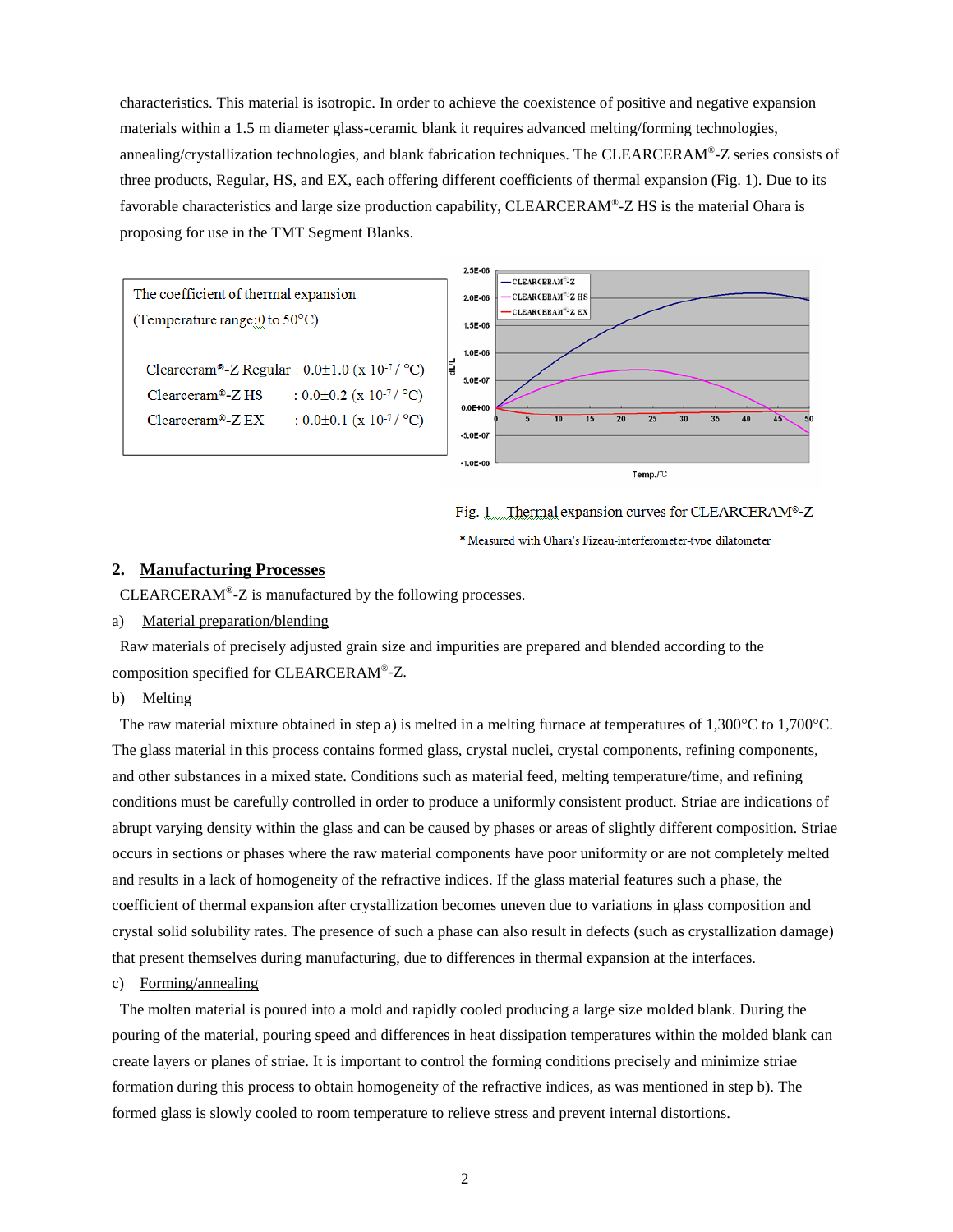characteristics. This material is isotropic. In order to achieve the coexistence of positive and negative expansion materials within a 1.5 m diameter glass-ceramic blank it requires advanced melting/forming technologies, annealing/crystallization technologies, and blank fabrication techniques. The CLEARCERAM®-Z series consists of three products, Regular, HS, and EX, each offering different coefficients of thermal expansion (Fig. 1). Due to its favorable characteristics and large size production capability, CLEARCERAM®-Z HS is the material Ohara is proposing for use in the TMT Segment Blanks.

The coefficient of thermal expansion
(Temperature range:0 to 50°C)

| | |
|---|---|
| Clearceram®-Z Regular | : 0.0±1.0 (x $10^{-7}$ / °C) |
| Clearceram®-Z HS | : 0.0±0.2 (x $10^{-7}$ / °C) |
| Clearceram®-Z EX | : 0.0±0.1 (x $10^{-7}$ / °C) |

Fig. 1 Thermal expansion curves for CLEARCERAM®-Z

\* Measured with Ohara's Fizeau-interferometer-type dilatometer

## 2. Manufacturing Processes

CLEARCERAM®-Z is manufactured by the following processes.

a) Material preparation/blending

Raw materials of precisely adjusted grain size and impurities are prepared and blended according to the composition specified for CLEARCERAM®-Z.

b) Melting

The raw material mixture obtained in step a) is melted in a melting furnace at temperatures of 1,300°C to 1,700°C. The glass material in this process contains formed glass, crystal nuclei, crystal components, refining components, and other substances in a mixed state. Conditions such as material feed, melting temperature/time, and refining conditions must be carefully controlled in order to produce a uniformly consistent product. Striae are indications of abrupt varying density within the glass and can be caused by phases or areas of slightly different composition. Striae occurs in sections or phases where the raw material components have poor uniformity or are not completely melted and results in a lack of homogeneity of the refractive indices. If the glass material features such a phase, the coefficient of thermal expansion after crystallization becomes uneven due to variations in glass composition and crystal solid solubility rates. The presence of such a phase can also result in defects (such as crystallization damage) that present themselves during manufacturing, due to differences in thermal expansion at the interfaces.

c) Forming/annealing

The molten material is poured into a mold and rapidly cooled producing a large size molded blank. During the pouring of the material, pouring speed and differences in heat dissipation temperatures within the molded blank can create layers or planes of striae. It is important to control the forming conditions precisely and minimize striae formation during this process to obtain homogeneity of the refractive indices, as was mentioned in step b). The formed glass is slowly cooled to room temperature to relieve stress and prevent internal distortions.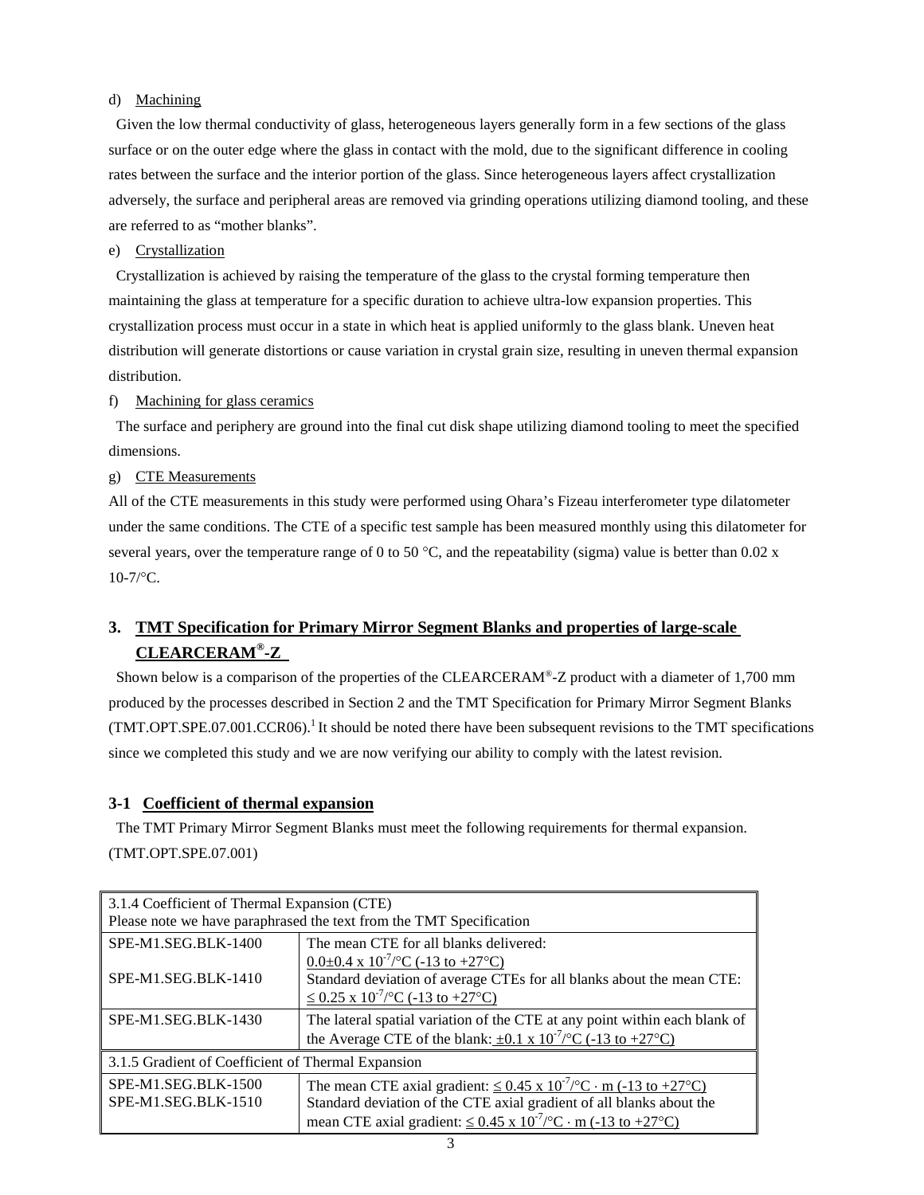d) Machining

Given the low thermal conductivity of glass, heterogeneous layers generally form in a few sections of the glass surface or on the outer edge where the glass in contact with the mold, due to the significant difference in cooling rates between the surface and the interior portion of the glass. Since heterogeneous layers affect crystallization adversely, the surface and peripheral areas are removed via grinding operations utilizing diamond tooling, and these are referred to as "mother blanks".

e) Crystallization

Crystallization is achieved by raising the temperature of the glass to the crystal forming temperature then maintaining the glass at temperature for a specific duration to achieve ultra-low expansion properties. This crystallization process must occur in a state in which heat is applied uniformly to the glass blank. Uneven heat distribution will generate distortions or cause variation in crystal grain size, resulting in uneven thermal expansion distribution.

f) Machining for glass ceramics

The surface and periphery are ground into the final cut disk shape utilizing diamond tooling to meet the specified dimensions.

g) CTE Measurements

All of the CTE measurements in this study were performed using Ohara's Fizeau interferometer type dilatometer under the same conditions. The CTE of a specific test sample has been measured monthly using this dilatometer for several years, over the temperature range of 0 to 50 °C, and the repeatability (sigma) value is better than 0.02 x 10-7/°C.

## 3. TMT Specification for Primary Mirror Segment Blanks and properties of large-scale CLEARCERAM®-Z

Shown below is a comparison of the properties of the CLEARCERAM®-Z product with a diameter of 1,700 mm produced by the processes described in Section 2 and the TMT Specification for Primary Mirror Segment Blanks (TMT.OPT.SPE.07.001.CCR06).[1] It should be noted there have been subsequent revisions to the TMT specifications since we completed this study and we are now verifying our ability to comply with the latest revision.

### 3-1 Coefficient of thermal expansion

The TMT Primary Mirror Segment Blanks must meet the following requirements for thermal expansion. (TMT.OPT.SPE.07.001)

| 3.1.4 Coefficient of Thermal Expansion (CTE)<br>Please note we have paraphrased the text from the TMT Specification | |
|---|---|
| SPE-M1.SEG.BLK-1400<br><br>SPE-M1.SEG.BLK-1410 | The mean CTE for all blanks delivered:<br>$0.0 \pm 0.4 \times 10^{-7}$/°C (-13 to +27°C)<br>Standard deviation of average CTEs for all blanks about the mean CTE:<br>$\leq 0.25 \times 10^{-7}$/°C (-13 to +27°C) |
| SPE-M1.SEG.BLK-1430 | The lateral spatial variation of the CTE at any point within each blank of the Average CTE of the blank: $\pm 0.1 \times 10^{-7}$/°C (-13 to +27°C) |
| 3.1.5 Gradient of Coefficient of Thermal Expansion | |
| SPE-M1.SEG.BLK-1500<br>SPE-M1.SEG.BLK-1510 | The mean CTE axial gradient: $\leq 0.45 \times 10^{-7}$/°C · m (-13 to +27°C)<br>Standard deviation of the CTE axial gradient of all blanks about the mean CTE axial gradient: $\leq 0.45 \times 10^{-7}$/°C · m (-13 to +27°C) |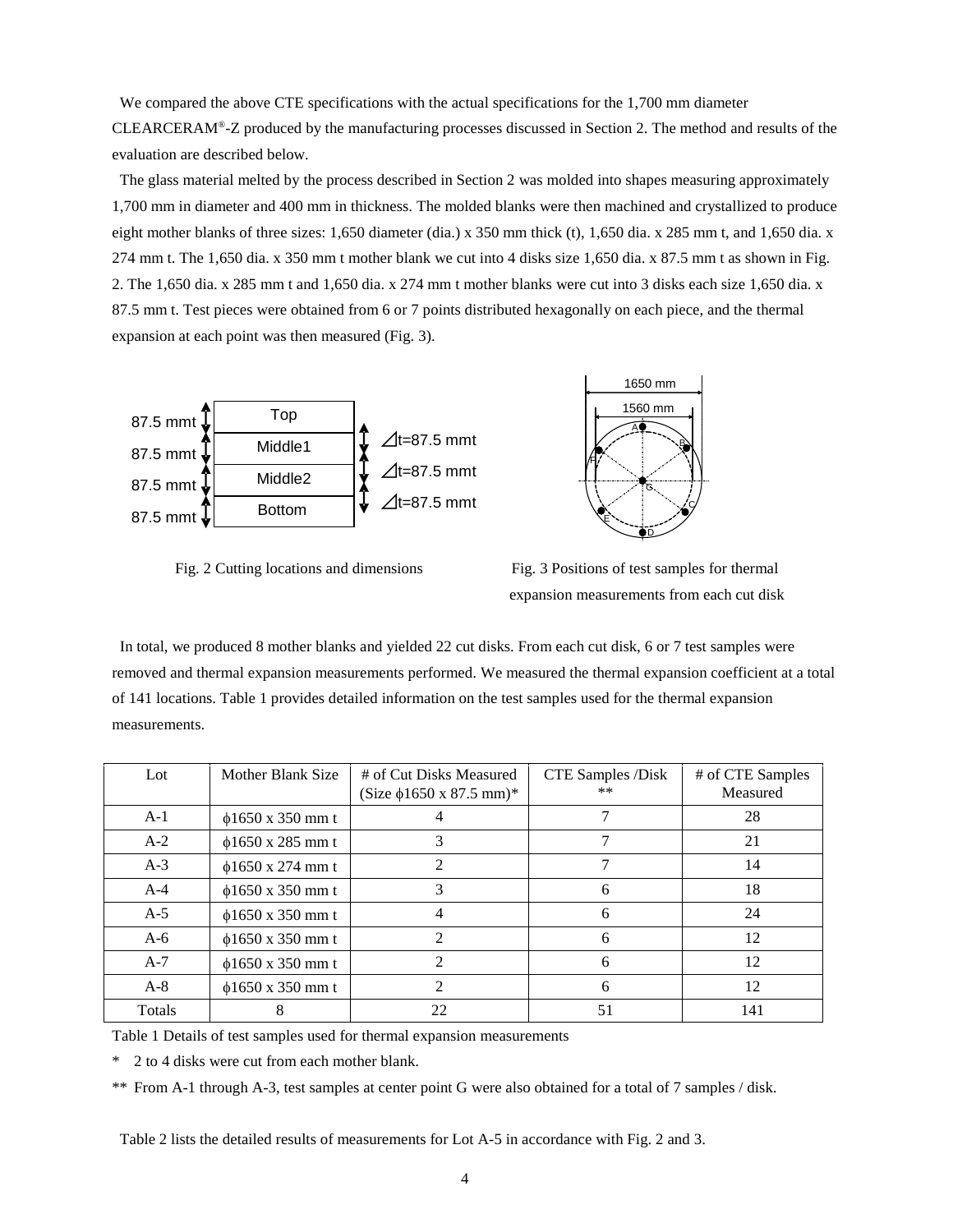We compared the above CTE specifications with the actual specifications for the 1,700 mm diameter CLEARCERAM®-Z produced by the manufacturing processes discussed in Section 2. The method and results of the evaluation are described below.

The glass material melted by the process described in Section 2 was molded into shapes measuring approximately 1,700 mm in diameter and 400 mm in thickness. The molded blanks were then machined and crystallized to produce eight mother blanks of three sizes: 1,650 diameter (dia.) x 350 mm thick (t), 1,650 dia. x 285 mm t, and 1,650 dia. x 274 mm t. The 1,650 dia. x 350 mm t mother blank we cut into 4 disks size 1,650 dia. x 87.5 mm t as shown in Fig. 2. The 1,650 dia. x 285 mm t and 1,650 dia. x 274 mm t mother blanks were cut into 3 disks each size 1,650 dia. x 87.5 mm t. Test pieces were obtained from 6 or 7 points distributed hexagonally on each piece, and the thermal expansion at each point was then measured (Fig. 3).

Fig. 2 Cutting locations and dimensions

Fig. 3 Positions of test samples for thermal expansion measurements from each cut disk

In total, we produced 8 mother blanks and yielded 22 cut disks. From each cut disk, 6 or 7 test samples were removed and thermal expansion measurements performed. We measured the thermal expansion coefficient at a total of 141 locations. Table 1 provides detailed information on the test samples used for the thermal expansion measurements.

| Lot | Mother Blank Size | # of Cut Disks Measured (Size ϕ1650 x 87.5 mm)* | CTE Samples /Disk ** | # of CTE Samples Measured |
|---|---|---|---|---|
| A-1 | ϕ1650 x 350 mm t | 4 | 7 | 28 |
| A-2 | ϕ1650 x 285 mm t | 3 | 7 | 21 |
| A-3 | ϕ1650 x 274 mm t | 2 | 7 | 14 |
| A-4 | ϕ1650 x 350 mm t | 3 | 6 | 18 |
| A-5 | ϕ1650 x 350 mm t | 4 | 6 | 24 |
| A-6 | ϕ1650 x 350 mm t | 2 | 6 | 12 |
| A-7 | ϕ1650 x 350 mm t | 2 | 6 | 12 |
| A-8 | ϕ1650 x 350 mm t | 2 | 6 | 12 |
| Totals | 8 | 22 | 51 | 141 |

Table 1 Details of test samples used for thermal expansion measurements

\* 2 to 4 disks were cut from each mother blank.

\*\* From A-1 through A-3, test samples at center point G were also obtained for a total of 7 samples / disk.

Table 2 lists the detailed results of measurements for Lot A-5 in accordance with Fig. 2 and 3.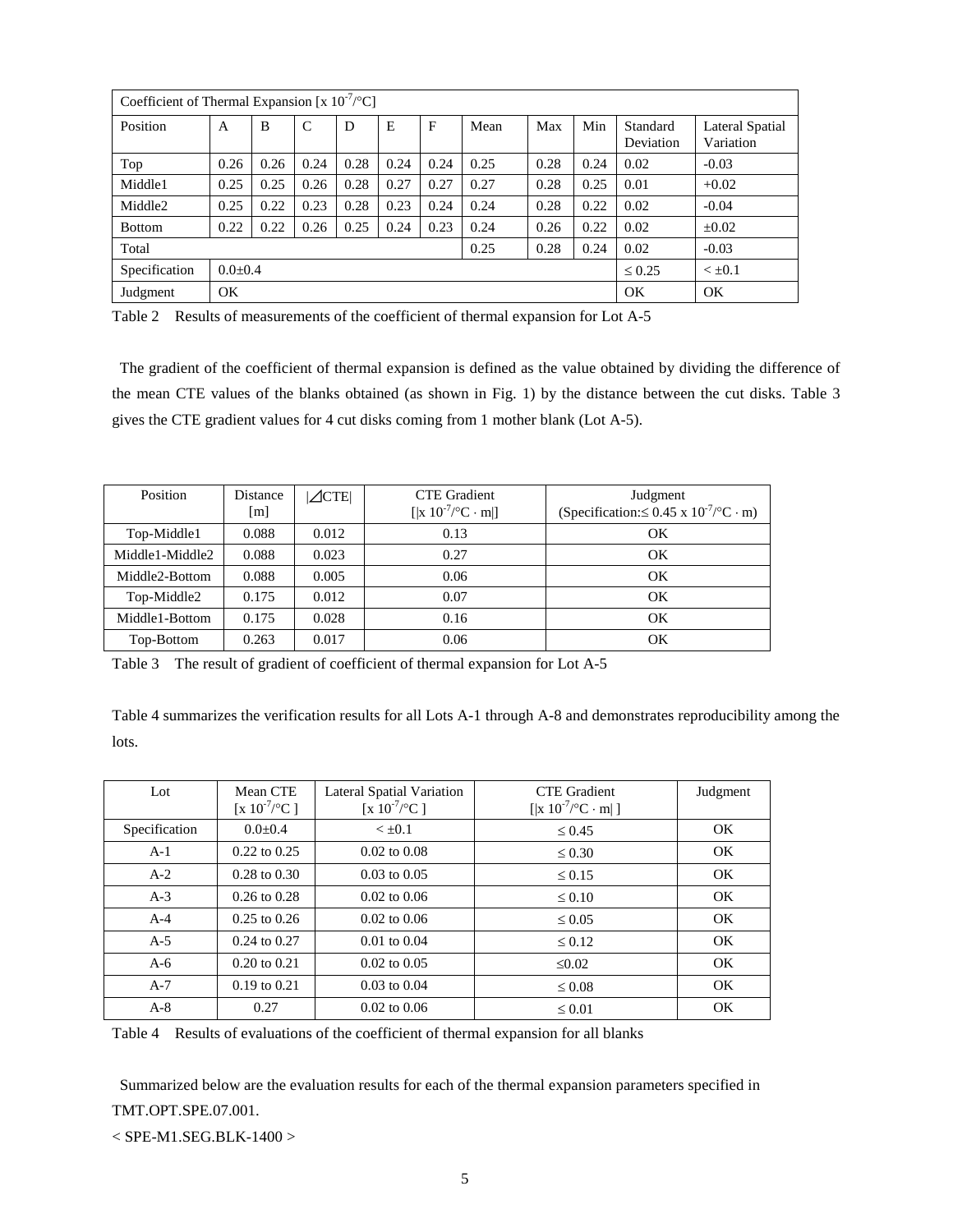| Coefficient of Thermal Expansion [x $10^{-7}$/°C] | | | | | | | | | | | |
|---|---|---|---|---|---|---|---|---|---|---|---|
| Position | A | B | C | D | E | F | Mean | Max | Min | Standard Deviation | Lateral Spatial Variation |
| Top | 0.26 | 0.26 | 0.24 | 0.28 | 0.24 | 0.24 | 0.25 | 0.28 | 0.24 | 0.02 | -0.03 |
| Middle1 | 0.25 | 0.25 | 0.26 | 0.28 | 0.27 | 0.27 | 0.27 | 0.28 | 0.25 | 0.01 | +0.02 |
| Middle2 | 0.25 | 0.22 | 0.23 | 0.28 | 0.23 | 0.24 | 0.24 | 0.28 | 0.22 | 0.02 | -0.04 |
| Bottom | 0.22 | 0.22 | 0.26 | 0.25 | 0.24 | 0.23 | 0.24 | 0.26 | 0.22 | 0.02 | ±0.02 |
| Total | | | | | | | 0.25 | 0.28 | 0.24 | 0.02 | -0.03 |
| Specification | 0.0±0.4 | | | | | | | | | ≤ 0.25 | < ±0.1 |
| Judgment | OK | | | | | | | | | OK | OK |

Table 2 Results of measurements of the coefficient of thermal expansion for Lot A-5

The gradient of the coefficient of thermal expansion is defined as the value obtained by dividing the difference of the mean CTE values of the blanks obtained (as shown in Fig. 1) by the distance between the cut disks. Table 3 gives the CTE gradient values for 4 cut disks coming from 1 mother blank (Lot A-5).

| Position | Distance [m] | \|⊿CTE\| | CTE Gradient [\|x $10^{-7}$/°C · m\|] | Judgment (Specification:≤ 0.45 x $10^{-7}$/°C · m) |
|---|---|---|---|---|
| Top-Middle1 | 0.088 | 0.012 | 0.13 | OK |
| Middle1-Middle2 | 0.088 | 0.023 | 0.27 | OK |
| Middle2-Bottom | 0.088 | 0.005 | 0.06 | OK |
| Top-Middle2 | 0.175 | 0.012 | 0.07 | OK |
| Middle1-Bottom | 0.175 | 0.028 | 0.16 | OK |
| Top-Bottom | 0.263 | 0.017 | 0.06 | OK |

Table 3 The result of gradient of coefficient of thermal expansion for Lot A-5

Table 4 summarizes the verification results for all Lots A-1 through A-8 and demonstrates reproducibility among the lots.

| Lot | Mean CTE [x $10^{-7}$/°C ] | Lateral Spatial Variation [x $10^{-7}$/°C ] | CTE Gradient [\|x $10^{-7}$/°C · m\| ] | Judgment |
|---|---|---|---|---|
| Specification | 0.0±0.4 | < ±0.1 | ≤ 0.45 | OK |
| A-1 | 0.22 to 0.25 | 0.02 to 0.08 | ≤ 0.30 | OK |
| A-2 | 0.28 to 0.30 | 0.03 to 0.05 | ≤ 0.15 | OK |
| A-3 | 0.26 to 0.28 | 0.02 to 0.06 | ≤ 0.10 | OK |
| A-4 | 0.25 to 0.26 | 0.02 to 0.06 | ≤ 0.05 | OK |
| A-5 | 0.24 to 0.27 | 0.01 to 0.04 | ≤ 0.12 | OK |
| A-6 | 0.20 to 0.21 | 0.02 to 0.05 | ≤0.02 | OK |
| A-7 | 0.19 to 0.21 | 0.03 to 0.04 | ≤ 0.08 | OK |
| A-8 | 0.27 | 0.02 to 0.06 | ≤ 0.01 | OK |

Table 4 Results of evaluations of the coefficient of thermal expansion for all blanks

Summarized below are the evaluation results for each of the thermal expansion parameters specified in TMT.OPT.SPE.07.001.

< SPE-M1.SEG.BLK-1400 >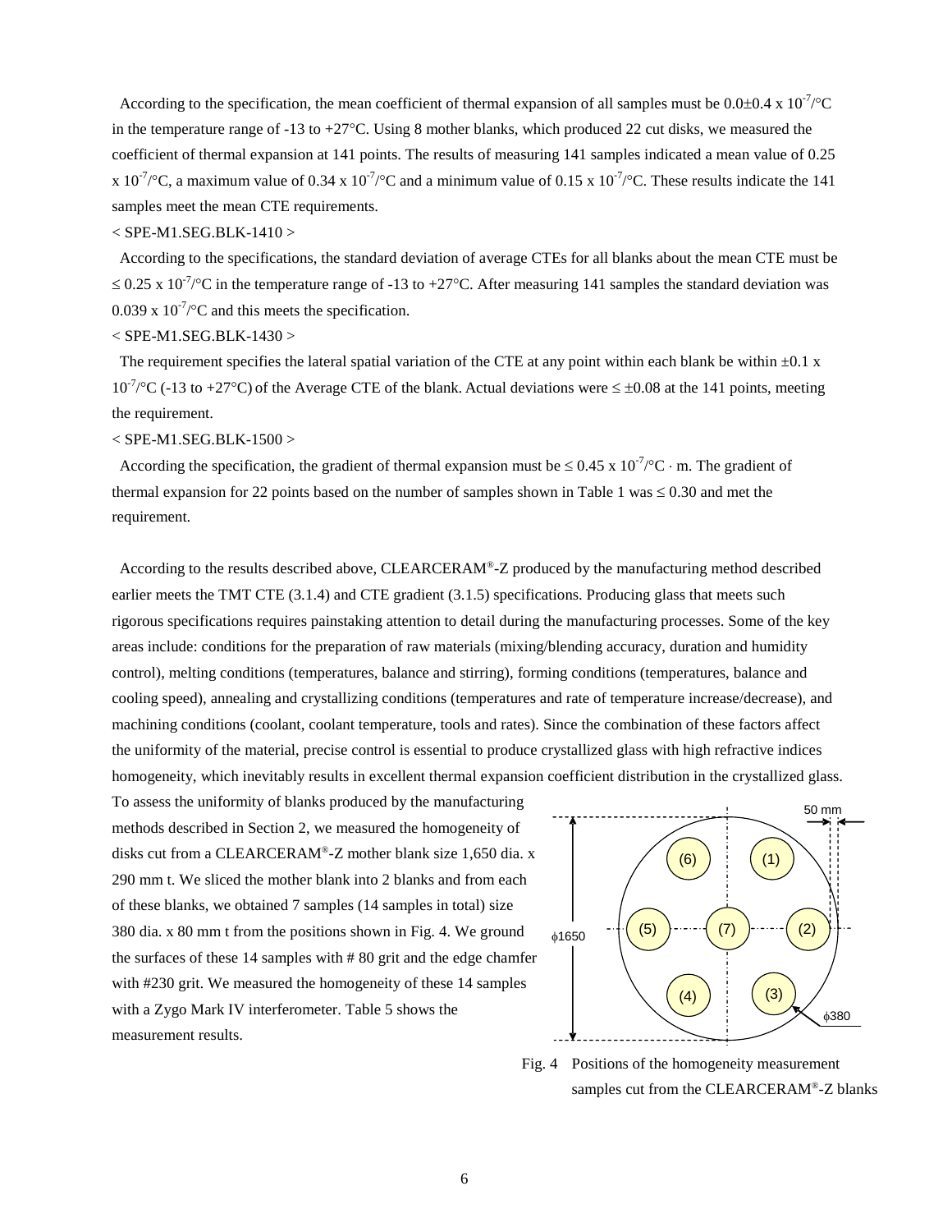According to the specification, the mean coefficient of thermal expansion of all samples must be $0.0 \pm 0.4 \times 10^{-7}/°C$ in the temperature range of -13 to +27°C. Using 8 mother blanks, which produced 22 cut disks, we measured the coefficient of thermal expansion at 141 points. The results of measuring 141 samples indicated a mean value of $0.25 \times 10^{-7}/°C$, a maximum value of $0.34 \times 10^{-7}/°C$ and a minimum value of $0.15 \times 10^{-7}/°C$. These results indicate the 141 samples meet the mean CTE requirements.

< SPE-M1.SEG.BLK-1410 >

According to the specifications, the standard deviation of average CTEs for all blanks about the mean CTE must be $\leq 0.25 \times 10^{-7}/°C$ in the temperature range of -13 to +27°C. After measuring 141 samples the standard deviation was $0.039 \times 10^{-7}/°C$ and this meets the specification.

< SPE-M1.SEG.BLK-1430 >

The requirement specifies the lateral spatial variation of the CTE at any point within each blank be within $\pm 0.1 \times 10^{-7}/°C$ (-13 to +27°C) of the Average CTE of the blank. Actual deviations were $\leq \pm 0.08$ at the 141 points, meeting the requirement.

< SPE-M1.SEG.BLK-1500 >

According the specification, the gradient of thermal expansion must be $\leq 0.45 \times 10^{-7}/°C \cdot m$. The gradient of thermal expansion for 22 points based on the number of samples shown in Table 1 was $\leq 0.30$ and met the requirement.

According to the results described above, CLEARCERAM®-Z produced by the manufacturing method described earlier meets the TMT CTE (3.1.4) and CTE gradient (3.1.5) specifications. Producing glass that meets such rigorous specifications requires painstaking attention to detail during the manufacturing processes. Some of the key areas include: conditions for the preparation of raw materials (mixing/blending accuracy, duration and humidity control), melting conditions (temperatures, balance and stirring), forming conditions (temperatures, balance and cooling speed), annealing and crystallizing conditions (temperatures and rate of temperature increase/decrease), and machining conditions (coolant, coolant temperature, tools and rates). Since the combination of these factors affect the uniformity of the material, precise control is essential to produce crystallized glass with high refractive indices homogeneity, which inevitably results in excellent thermal expansion coefficient distribution in the crystallized glass.

To assess the uniformity of blanks produced by the manufacturing methods described in Section 2, we measured the homogeneity of disks cut from a CLEARCERAM®-Z mother blank size 1,650 dia. x 290 mm t. We sliced the mother blank into 2 blanks and from each of these blanks, we obtained 7 samples (14 samples in total) size 380 dia. x 80 mm t from the positions shown in Fig. 4. We ground the surfaces of these 14 samples with # 80 grit and the edge chamfer with #230 grit. We measured the homogeneity of these 14 samples with a Zygo Mark IV interferometer. Table 5 shows the measurement results.

Fig. 4 Positions of the homogeneity measurement samples cut from the CLEARCERAM®-Z blanks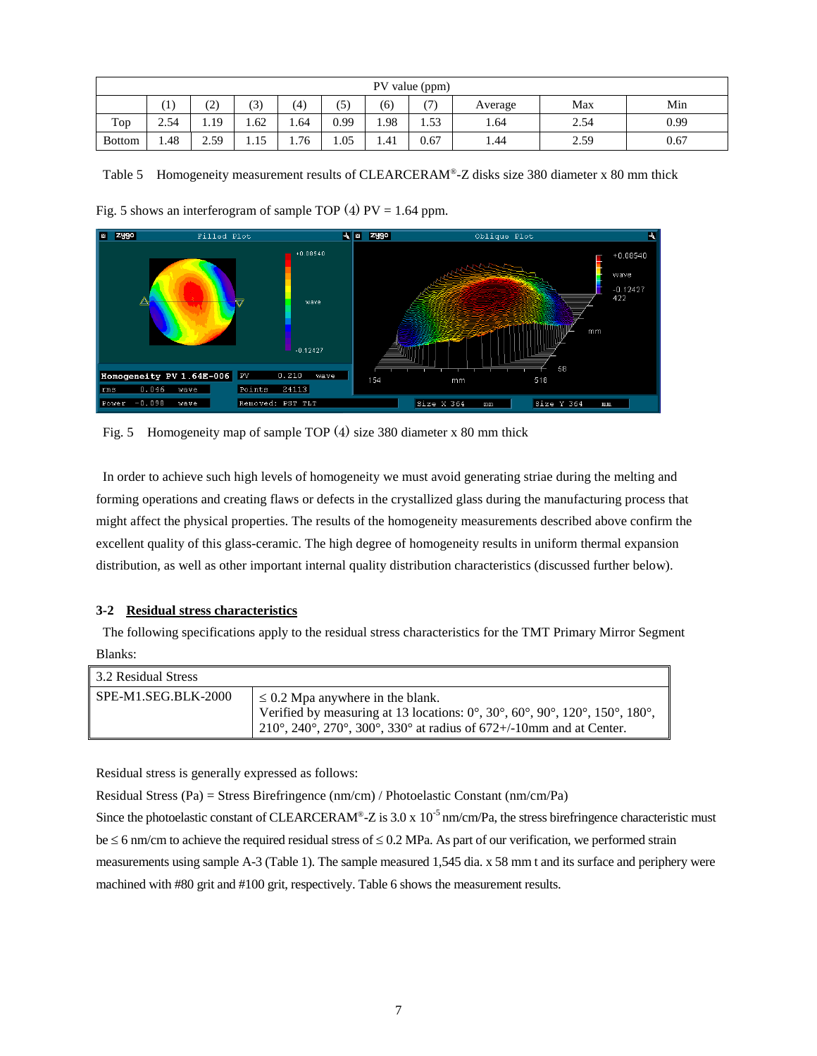| PV value (ppm) | | | | | | | | | | |
|---|---|---|---|---|---|---|---|---|---|---|
| | (1) | (2) | (3) | (4) | (5) | (6) | (7) | Average | Max | Min |
| Top | 2.54 | 1.19 | 1.62 | 1.64 | 0.99 | 1.98 | 1.53 | 1.64 | 2.54 | 0.99 |
| Bottom | 1.48 | 2.59 | 1.15 | 1.76 | 1.05 | 1.41 | 0.67 | 1.44 | 2.59 | 0.67 |

Table 5 Homogeneity measurement results of CLEARCERAM®-Z disks size 380 diameter x 80 mm thick

Fig. 5 shows an interferogram of sample TOP (4) PV = 1.64 ppm.

Fig. 5 Homogeneity map of sample TOP (4) size 380 diameter x 80 mm thick

In order to achieve such high levels of homogeneity we must avoid generating striae during the melting and forming operations and creating flaws or defects in the crystallized glass during the manufacturing process that might affect the physical properties. The results of the homogeneity measurements described above confirm the excellent quality of this glass-ceramic. The high degree of homogeneity results in uniform thermal expansion distribution, as well as other important internal quality distribution characteristics (discussed further below).

### 3-2 <u>Residual stress characteristics</u>

The following specifications apply to the residual stress characteristics for the TMT Primary Mirror Segment Blanks:

| 3.2 Residual Stress | |
|---|---|
| SPE-M1.SEG.BLK-2000 | $\leq$ 0.2 Mpa anywhere in the blank. Verified by measuring at 13 locations: 0°, 30°, 60°, 90°, 120°, 150°, 180°, 210°, 240°, 270°, 300°, 330° at radius of 672+/-10mm and at Center. |

Residual stress is generally expressed as follows:

Residual Stress (Pa) = Stress Birefringence (nm/cm) / Photoelastic Constant (nm/cm/Pa)

Since the photoelastic constant of CLEARCERAM®-Z is 3.0 x $10^{-5}$ nm/cm/Pa, the stress birefringence characteristic must be $\leq$ 6 nm/cm to achieve the required residual stress of $\leq$ 0.2 MPa. As part of our verification, we performed strain measurements using sample A-3 (Table 1). The sample measured 1,545 dia. x 58 mm t and its surface and periphery were machined with #80 grit and #100 grit, respectively. Table 6 shows the measurement results.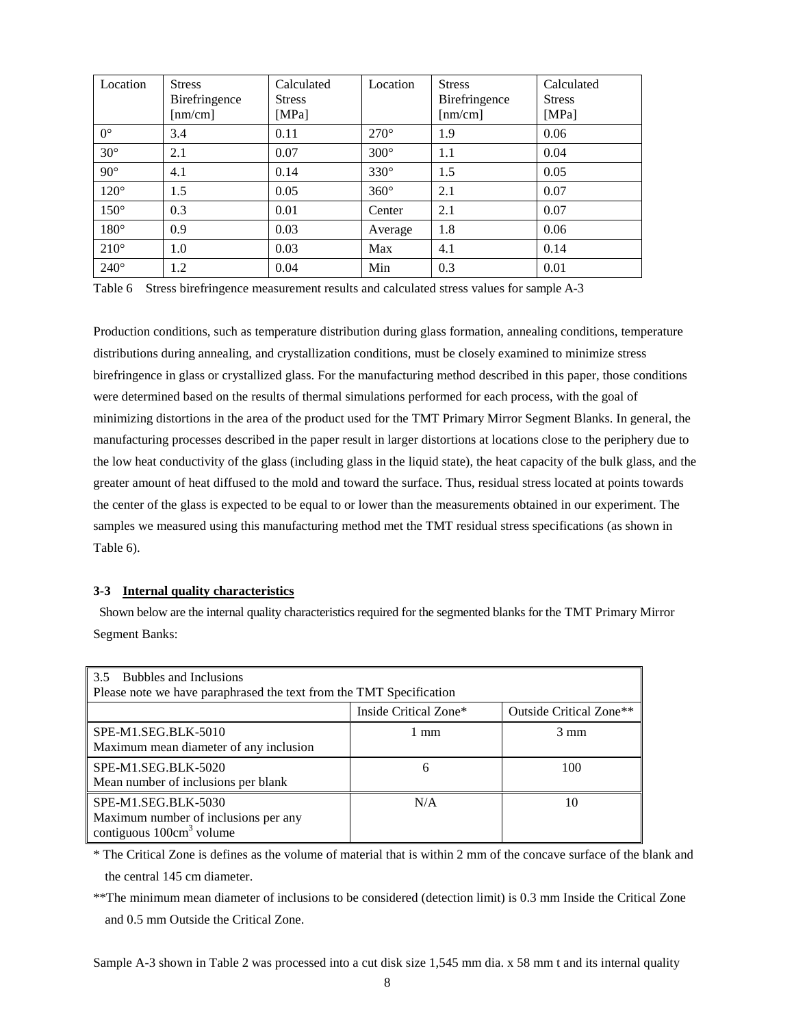| Location | Stress Birefringence [nm/cm] | Calculated Stress [MPa] | Location | Stress Birefringence [nm/cm] | Calculated Stress [MPa] |
|---|---|---|---|---|---|
| 0° | 3.4 | 0.11 | 270° | 1.9 | 0.06 |
| 30° | 2.1 | 0.07 | 300° | 1.1 | 0.04 |
| 90° | 4.1 | 0.14 | 330° | 1.5 | 0.05 |
| 120° | 1.5 | 0.05 | 360° | 2.1 | 0.07 |
| 150° | 0.3 | 0.01 | Center | 2.1 | 0.07 |
| 180° | 0.9 | 0.03 | Average | 1.8 | 0.06 |
| 210° | 1.0 | 0.03 | Max | 4.1 | 0.14 |
| 240° | 1.2 | 0.04 | Min | 0.3 | 0.01 |

Table 6 Stress birefringence measurement results and calculated stress values for sample A-3

Production conditions, such as temperature distribution during glass formation, annealing conditions, temperature distributions during annealing, and crystallization conditions, must be closely examined to minimize stress birefringence in glass or crystallized glass. For the manufacturing method described in this paper, those conditions were determined based on the results of thermal simulations performed for each process, with the goal of minimizing distortions in the area of the product used for the TMT Primary Mirror Segment Blanks. In general, the manufacturing processes described in the paper result in larger distortions at locations close to the periphery due to the low heat conductivity of the glass (including glass in the liquid state), the heat capacity of the bulk glass, and the greater amount of heat diffused to the mold and toward the surface. Thus, residual stress located at points towards the center of the glass is expected to be equal to or lower than the measurements obtained in our experiment. The samples we measured using this manufacturing method met the TMT residual stress specifications (as shown in Table 6).

### 3-3 Internal quality characteristics

Shown below are the internal quality characteristics required for the segmented blanks for the TMT Primary Mirror Segment Banks:

| 3.5 Bubbles and Inclusions<br>Please note we have paraphrased the text from the TMT Specification | | |
|---|---|---|
| | Inside Critical Zone* | Outside Critical Zone** |
| SPE-M1.SEG.BLK-5010<br>Maximum mean diameter of any inclusion | 1 mm | 3 mm |
| SPE-M1.SEG.BLK-5020<br>Mean number of inclusions per blank | 6 | 100 |
| SPE-M1.SEG.BLK-5030<br>Maximum number of inclusions per any contiguous 100cm$^3$ volume | N/A | 10 |

* The Critical Zone is defines as the volume of material that is within 2 mm of the concave surface of the blank and the central 145 cm diameter.

**The minimum mean diameter of inclusions to be considered (detection limit) is 0.3 mm Inside the Critical Zone and 0.5 mm Outside the Critical Zone.

Sample A-3 shown in Table 2 was processed into a cut disk size 1,545 mm dia. x 58 mm t and its internal quality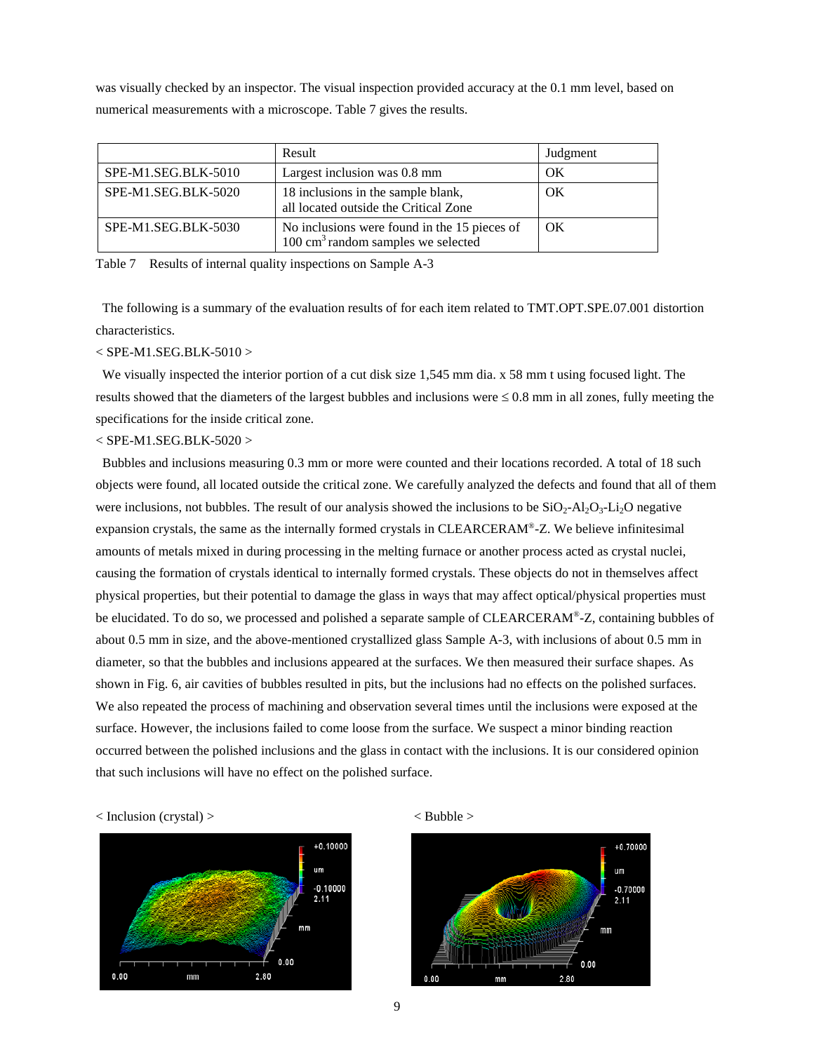was visually checked by an inspector. The visual inspection provided accuracy at the 0.1 mm level, based on numerical measurements with a microscope. Table 7 gives the results.

| | Result | Judgment |
|---|---|---|
| SPE-M1.SEG.BLK-5010 | Largest inclusion was 0.8 mm | OK |
| SPE-M1.SEG.BLK-5020 | 18 inclusions in the sample blank, all located outside the Critical Zone | OK |
| SPE-M1.SEG.BLK-5030 | No inclusions were found in the 15 pieces of 100 $cm^3$ random samples we selected | OK |

Table 7 Results of internal quality inspections on Sample A-3

The following is a summary of the evaluation results of for each item related to TMT.OPT.SPE.07.001 distortion characteristics.

< SPE-M1.SEG.BLK-5010 >

We visually inspected the interior portion of a cut disk size 1,545 mm dia. x 58 mm t using focused light. The results showed that the diameters of the largest bubbles and inclusions were ≤ 0.8 mm in all zones, fully meeting the specifications for the inside critical zone.

< SPE-M1.SEG.BLK-5020 >

Bubbles and inclusions measuring 0.3 mm or more were counted and their locations recorded. A total of 18 such objects were found, all located outside the critical zone. We carefully analyzed the defects and found that all of them were inclusions, not bubbles. The result of our analysis showed the inclusions to be $SiO_2$-$Al_2O_3$-$Li_2O$ negative expansion crystals, the same as the internally formed crystals in CLEARCERAM®-Z. We believe infinitesimal amounts of metals mixed in during processing in the melting furnace or another process acted as crystal nuclei, causing the formation of crystals identical to internally formed crystals. These objects do not in themselves affect physical properties, but their potential to damage the glass in ways that may affect optical/physical properties must be elucidated. To do so, we processed and polished a separate sample of CLEARCERAM®-Z, containing bubbles of about 0.5 mm in size, and the above-mentioned crystallized glass Sample A-3, with inclusions of about 0.5 mm in diameter, so that the bubbles and inclusions appeared at the surfaces. We then measured their surface shapes. As shown in Fig. 6, air cavities of bubbles resulted in pits, but the inclusions had no effects on the polished surfaces. We also repeated the process of machining and observation several times until the inclusions were exposed at the surface. However, the inclusions failed to come loose from the surface. We suspect a minor binding reaction occurred between the polished inclusions and the glass in contact with the inclusions. It is our considered opinion that such inclusions will have no effect on the polished surface.

< Inclusion (crystal) >

< Bubble >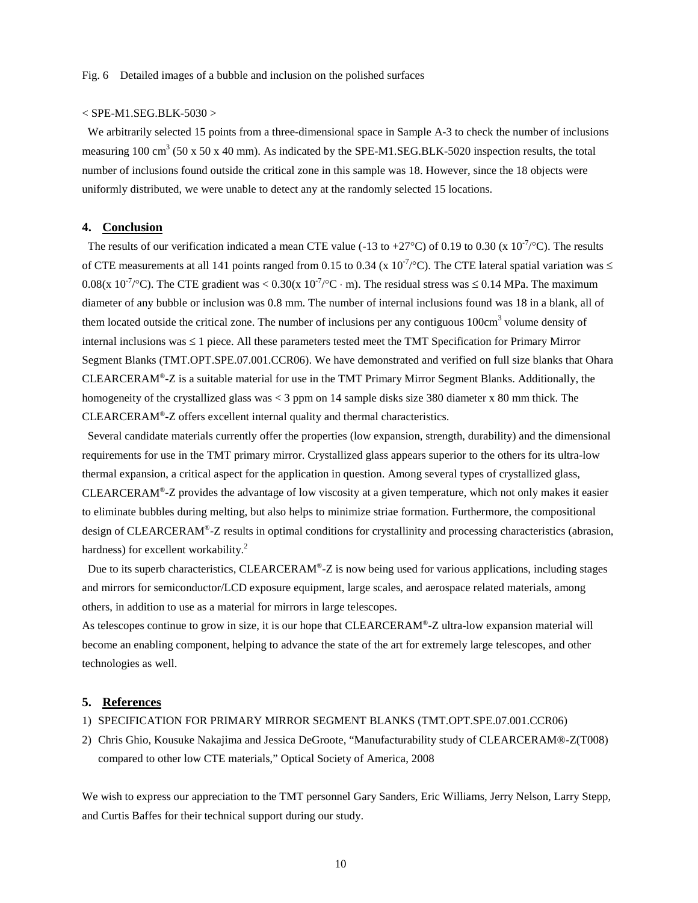Fig. 6 Detailed images of a bubble and inclusion on the polished surfaces

< SPE-M1.SEG.BLK-5030 >

We arbitrarily selected 15 points from a three-dimensional space in Sample A-3 to check the number of inclusions measuring 100 $cm^3$ (50 x 50 x 40 mm). As indicated by the SPE-M1.SEG.BLK-5020 inspection results, the total number of inclusions found outside the critical zone in this sample was 18. However, since the 18 objects were uniformly distributed, we were unable to detect any at the randomly selected 15 locations.

## 4. Conclusion

The results of our verification indicated a mean CTE value (-13 to +27°C) of 0.19 to 0.30 (x $10^{-7}$/°C). The results of CTE measurements at all 141 points ranged from 0.15 to 0.34 (x $10^{-7}$/°C). The CTE lateral spatial variation was ≤ 0.08(x $10^{-7}$/°C). The CTE gradient was < 0.30(x $10^{-7}$/°C · m). The residual stress was ≤ 0.14 MPa. The maximum diameter of any bubble or inclusion was 0.8 mm. The number of internal inclusions found was 18 in a blank, all of them located outside the critical zone. The number of inclusions per any contiguous 100$cm^3$ volume density of internal inclusions was ≤ 1 piece. All these parameters tested meet the TMT Specification for Primary Mirror Segment Blanks (TMT.OPT.SPE.07.001.CCR06). We have demonstrated and verified on full size blanks that Ohara CLEARCERAM®-Z is a suitable material for use in the TMT Primary Mirror Segment Blanks. Additionally, the homogeneity of the crystallized glass was < 3 ppm on 14 sample disks size 380 diameter x 80 mm thick. The CLEARCERAM®-Z offers excellent internal quality and thermal characteristics.

Several candidate materials currently offer the properties (low expansion, strength, durability) and the dimensional requirements for use in the TMT primary mirror. Crystallized glass appears superior to the others for its ultra-low thermal expansion, a critical aspect for the application in question. Among several types of crystallized glass, CLEARCERAM®-Z provides the advantage of low viscosity at a given temperature, which not only makes it easier to eliminate bubbles during melting, but also helps to minimize striae formation. Furthermore, the compositional design of CLEARCERAM®-Z results in optimal conditions for crystallinity and processing characteristics (abrasion, hardness) for excellent workability.[2]

Due to its superb characteristics, CLEARCERAM®-Z is now being used for various applications, including stages and mirrors for semiconductor/LCD exposure equipment, large scales, and aerospace related materials, among others, in addition to use as a material for mirrors in large telescopes.

As telescopes continue to grow in size, it is our hope that CLEARCERAM®-Z ultra-low expansion material will become an enabling component, helping to advance the state of the art for extremely large telescopes, and other technologies as well.

## 5. References

1) SPECIFICATION FOR PRIMARY MIRROR SEGMENT BLANKS (TMT.OPT.SPE.07.001.CCR06)
2) Chris Ghio, Kousuke Nakajima and Jessica DeGroote, "Manufacturability study of CLEARCERAM®-Z(T008) compared to other low CTE materials," Optical Society of America, 2008

We wish to express our appreciation to the TMT personnel Gary Sanders, Eric Williams, Jerry Nelson, Larry Stepp, and Curtis Baffes for their technical support during our study.